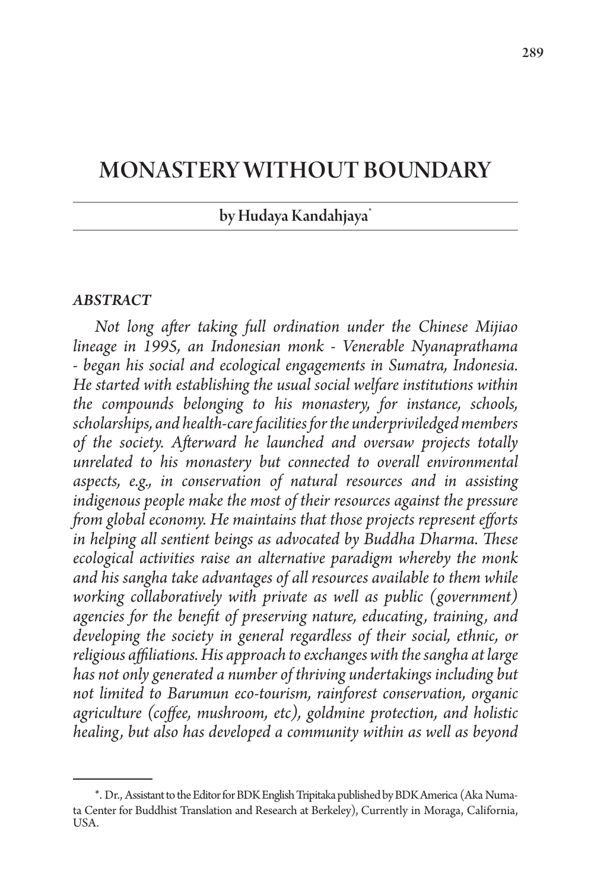# MONASTERY WITHOUT BOUNDARY

## by Hudaya Kandahjaya*

### *ABSTRACT*

*Not long after taking full ordination under the Chinese Mijiao lineage in 1995, an Indonesian monk - Venerable Nyanaprathama - began his social and ecological engagements in Sumatra, Indonesia. He started with establishing the usual social welfare institutions within the compounds belonging to his monastery, for instance, schools, scholarships, and health-care facilities for the underpriviledged members of the society. Afterward he launched and oversaw projects totally unrelated to his monastery but connected to overall environmental aspects, e.g., in conservation of natural resources and in assisting indigenous people make the most of their resources against the pressure from global economy. He maintains that those projects represent efforts in helping all sentient beings as advocated by Buddha Dharma. These ecological activities raise an alternative paradigm whereby the monk and his sangha take advantages of all resources available to them while working collaboratively with private as well as public (government) agencies for the benefit of preserving nature, educating, training, and developing the society in general regardless of their social, ethnic, or religious affiliations. His approach to exchanges with the sangha at large has not only generated a number of thriving undertakings including but not limited to Barumun eco-tourism, rainforest conservation, organic agriculture (coffee, mushroom, etc), goldmine protection, and holistic healing, but also has developed a community within as well as beyond*

---

*. Dr., Assistant to the Editor for BDK English Tripitaka published by BDK America (Aka Numata Center for Buddhist Translation and Research at Berkeley), Currently in Moraga, California, USA.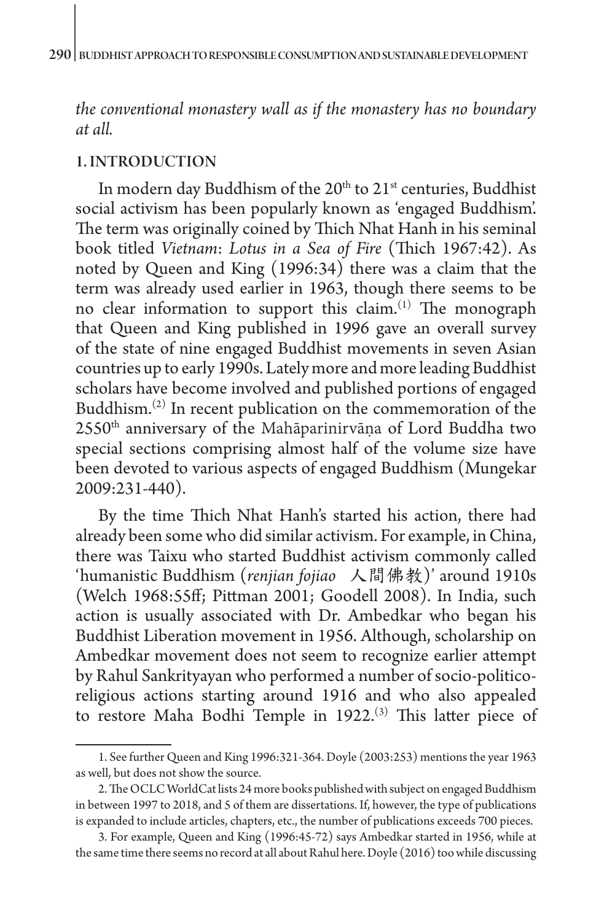*the conventional monastery wall as if the monastery has no boundary at all.*

## 1. INTRODUCTION

In modern day Buddhism of the 20th to 21st centuries, Buddhist social activism has been popularly known as 'engaged Buddhism'. The term was originally coined by Thich Nhat Hanh in his seminal book titled *Vietnam*: *Lotus in a Sea of Fire* (Thich 1967:42). As noted by Queen and King (1996:34) there was a claim that the term was already used earlier in 1963, though there seems to be no clear information to support this claim.[1] The monograph that Queen and King published in 1996 gave an overall survey of the state of nine engaged Buddhist movements in seven Asian countries up to early 1990s. Lately more and more leading Buddhist scholars have become involved and published portions of engaged Buddhism.[2] In recent publication on the commemoration of the 2550th anniversary of the Mahāparinirvāṇa of Lord Buddha two special sections comprising almost half of the volume size have been devoted to various aspects of engaged Buddhism (Mungekar 2009:231-440).

By the time Thich Nhat Hanh's started his action, there had already been some who did similar activism. For example, in China, there was Taixu who started Buddhist activism commonly called 'humanistic Buddhism (*renjian fojiao* 人間佛教)' around 1910s (Welch 1968:55ff; Pittman 2001; Goodell 2008). In India, such action is usually associated with Dr. Ambedkar who began his Buddhist Liberation movement in 1956. Although, scholarship on Ambedkar movement does not seem to recognize earlier attempt by Rahul Sankrityayan who performed a number of socio-politico-religious actions starting around 1916 and who also appealed to restore Maha Bodhi Temple in 1922.[3] This latter piece of

1. See further Queen and King 1996:321-364. Doyle (2003:253) mentions the year 1963 as well, but does not show the source.

2. The OCLC WorldCat lists 24 more books published with subject on engaged Buddhism in between 1997 to 2018, and 5 of them are dissertations. If, however, the type of publications is expanded to include articles, chapters, etc., the number of publications exceeds 700 pieces.

3. For example, Queen and King (1996:45-72) says Ambedkar started in 1956, while at the same time there seems no record at all about Rahul here. Doyle (2016) too while discussing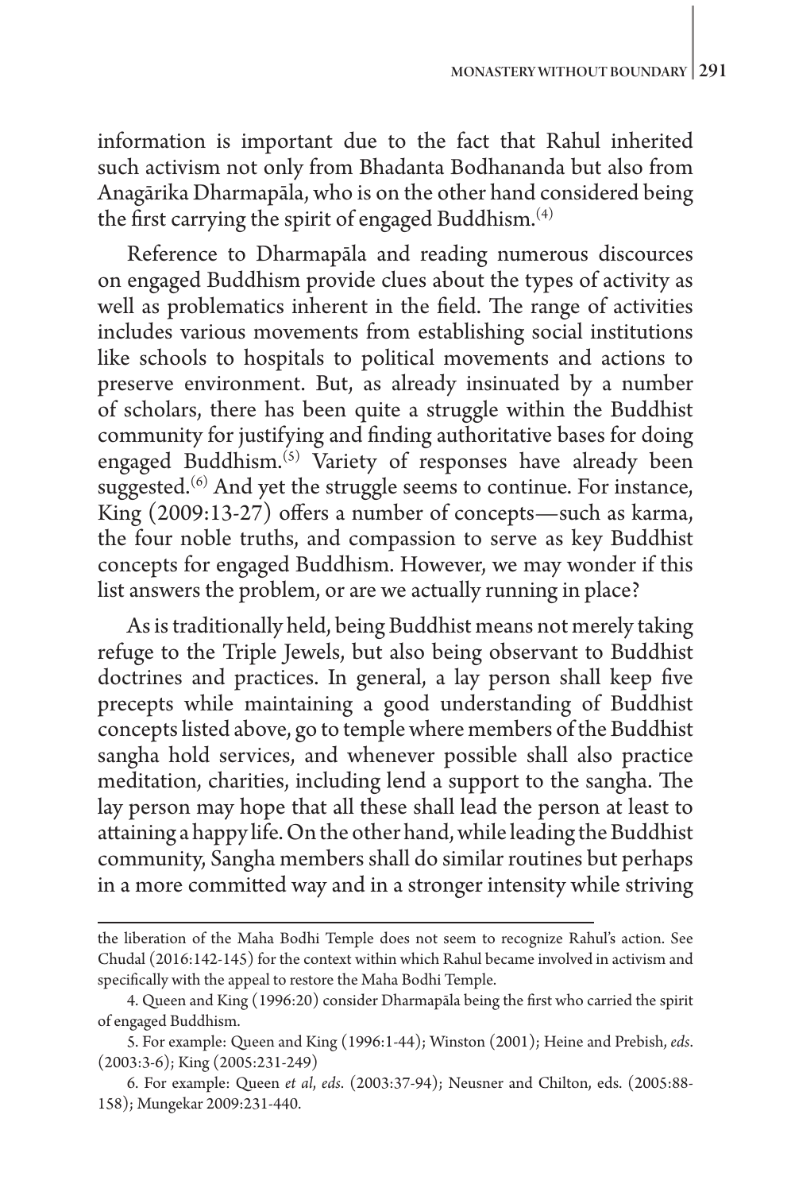information is important due to the fact that Rahul inherited such activism not only from Bhadanta Bodhananda but also from Anagārika Dharmapāla, who is on the other hand considered being the first carrying the spirit of engaged Buddhism.[4]

Reference to Dharmapāla and reading numerous discources on engaged Buddhism provide clues about the types of activity as well as problematics inherent in the field. The range of activities includes various movements from establishing social institutions like schools to hospitals to political movements and actions to preserve environment. But, as already insinuated by a number of scholars, there has been quite a struggle within the Buddhist community for justifying and finding authoritative bases for doing engaged Buddhism.[5] Variety of responses have already been suggested.[6] And yet the struggle seems to continue. For instance, King (2009:13-27) offers a number of concepts—such as karma, the four noble truths, and compassion to serve as key Buddhist concepts for engaged Buddhism. However, we may wonder if this list answers the problem, or are we actually running in place?

As is traditionally held, being Buddhist means not merely taking refuge to the Triple Jewels, but also being observant to Buddhist doctrines and practices. In general, a lay person shall keep five precepts while maintaining a good understanding of Buddhist concepts listed above, go to temple where members of the Buddhist sangha hold services, and whenever possible shall also practice meditation, charities, including lend a support to the sangha. The lay person may hope that all these shall lead the person at least to attaining a happy life. On the other hand, while leading the Buddhist community, Sangha members shall do similar routines but perhaps in a more committed way and in a stronger intensity while striving

---

the liberation of the Maha Bodhi Temple does not seem to recognize Rahul's action. See Chudal (2016:142-145) for the context within which Rahul became involved in activism and specifically with the appeal to restore the Maha Bodhi Temple.

4. Queen and King (1996:20) consider Dharmapāla being the first who carried the spirit of engaged Buddhism.

5. For example: Queen and King (1996:1-44); Winston (2001); Heine and Prebish, *eds*. (2003:3-6); King (2005:231-249)

6. For example: Queen *et al*, *eds*. (2003:37-94); Neusner and Chilton, eds. (2005:88-158); Mungekar 2009:231-440.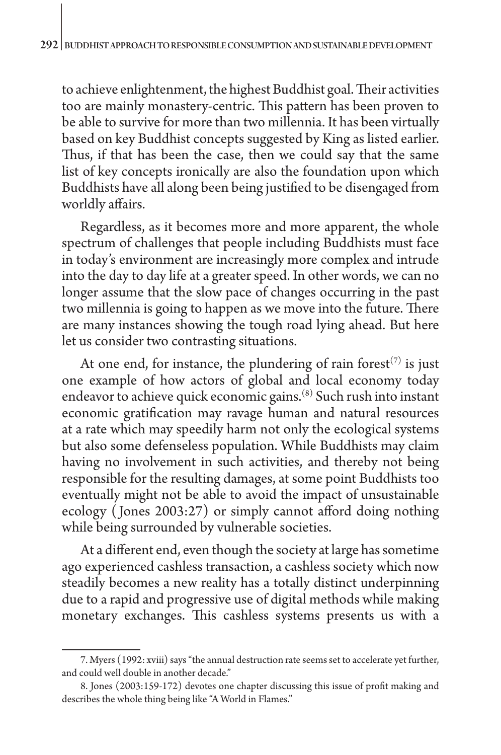to achieve enlightenment, the highest Buddhist goal. Their activities too are mainly monastery-centric. This pattern has been proven to be able to survive for more than two millennia. It has been virtually based on key Buddhist concepts suggested by King as listed earlier. Thus, if that has been the case, then we could say that the same list of key concepts ironically are also the foundation upon which Buddhists have all along been being justified to be disengaged from worldly affairs.

Regardless, as it becomes more and more apparent, the whole spectrum of challenges that people including Buddhists must face in today's environment are increasingly more complex and intrude into the day to day life at a greater speed. In other words, we can no longer assume that the slow pace of changes occurring in the past two millennia is going to happen as we move into the future. There are many instances showing the tough road lying ahead. But here let us consider two contrasting situations.

At one end, for instance, the plundering of rain forest[7] is just one example of how actors of global and local economy today endeavor to achieve quick economic gains.[8] Such rush into instant economic gratification may ravage human and natural resources at a rate which may speedily harm not only the ecological systems but also some defenseless population. While Buddhists may claim having no involvement in such activities, and thereby not being responsible for the resulting damages, at some point Buddhists too eventually might not be able to avoid the impact of unsustainable ecology (Jones 2003:27) or simply cannot afford doing nothing while being surrounded by vulnerable societies.

At a different end, even though the society at large has sometime ago experienced cashless transaction, a cashless society which now steadily becomes a new reality has a totally distinct underpinning due to a rapid and progressive use of digital methods while making monetary exchanges. This cashless systems presents us with a

7. Myers (1992: xviii) says "the annual destruction rate seems set to accelerate yet further, and could well double in another decade."

8. Jones (2003:159-172) devotes one chapter discussing this issue of profit making and describes the whole thing being like "A World in Flames."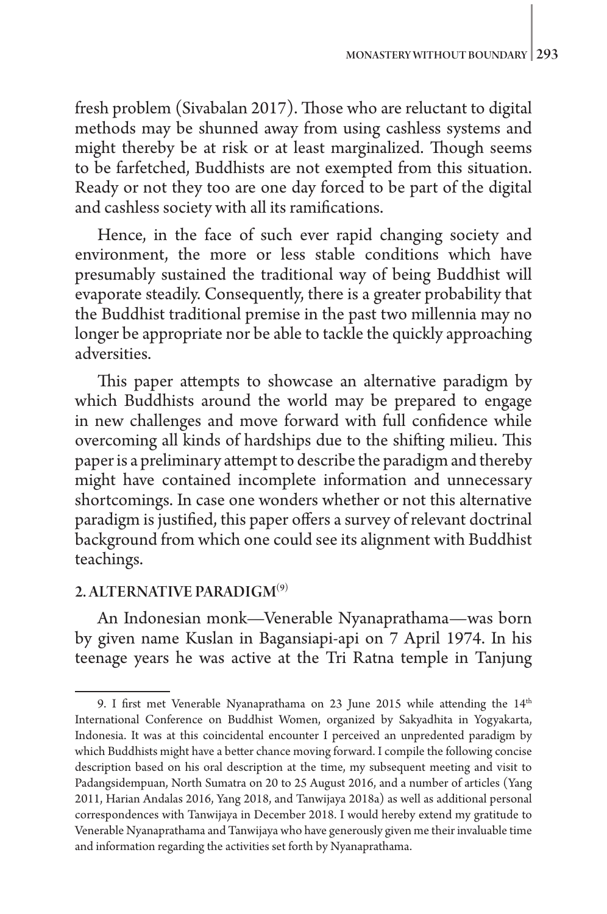fresh problem (Sivabalan 2017). Those who are reluctant to digital methods may be shunned away from using cashless systems and might thereby be at risk or at least marginalized. Though seems to be farfetched, Buddhists are not exempted from this situation. Ready or not they too are one day forced to be part of the digital and cashless society with all its ramifications.

Hence, in the face of such ever rapid changing society and environment, the more or less stable conditions which have presumably sustained the traditional way of being Buddhist will evaporate steadily. Consequently, there is a greater probability that the Buddhist traditional premise in the past two millennia may no longer be appropriate nor be able to tackle the quickly approaching adversities.

This paper attempts to showcase an alternative paradigm by which Buddhists around the world may be prepared to engage in new challenges and move forward with full confidence while overcoming all kinds of hardships due to the shifting milieu. This paper is a preliminary attempt to describe the paradigm and thereby might have contained incomplete information and unnecessary shortcomings. In case one wonders whether or not this alternative paradigm is justified, this paper offers a survey of relevant doctrinal background from which one could see its alignment with Buddhist teachings.

## 2. ALTERNATIVE PARADIGM[9]

An Indonesian monk—Venerable Nyanaprathama—was born by given name Kuslan in Bagansiapi-api on 7 April 1974. In his teenage years he was active at the Tri Ratna temple in Tanjung

9. I first met Venerable Nyanaprathama on 23 June 2015 while attending the 14th International Conference on Buddhist Women, organized by Sakyadhita in Yogyakarta, Indonesia. It was at this coincidental encounter I perceived an unpredented paradigm by which Buddhists might have a better chance moving forward. I compile the following concise description based on his oral description at the time, my subsequent meeting and visit to Padangsidempuan, North Sumatra on 20 to 25 August 2016, and a number of articles (Yang 2011, Harian Andalas 2016, Yang 2018, and Tanwijaya 2018a) as well as additional personal correspondences with Tanwijaya in December 2018. I would hereby extend my gratitude to Venerable Nyanaprathama and Tanwijaya who have generously given me their invaluable time and information regarding the activities set forth by Nyanaprathama.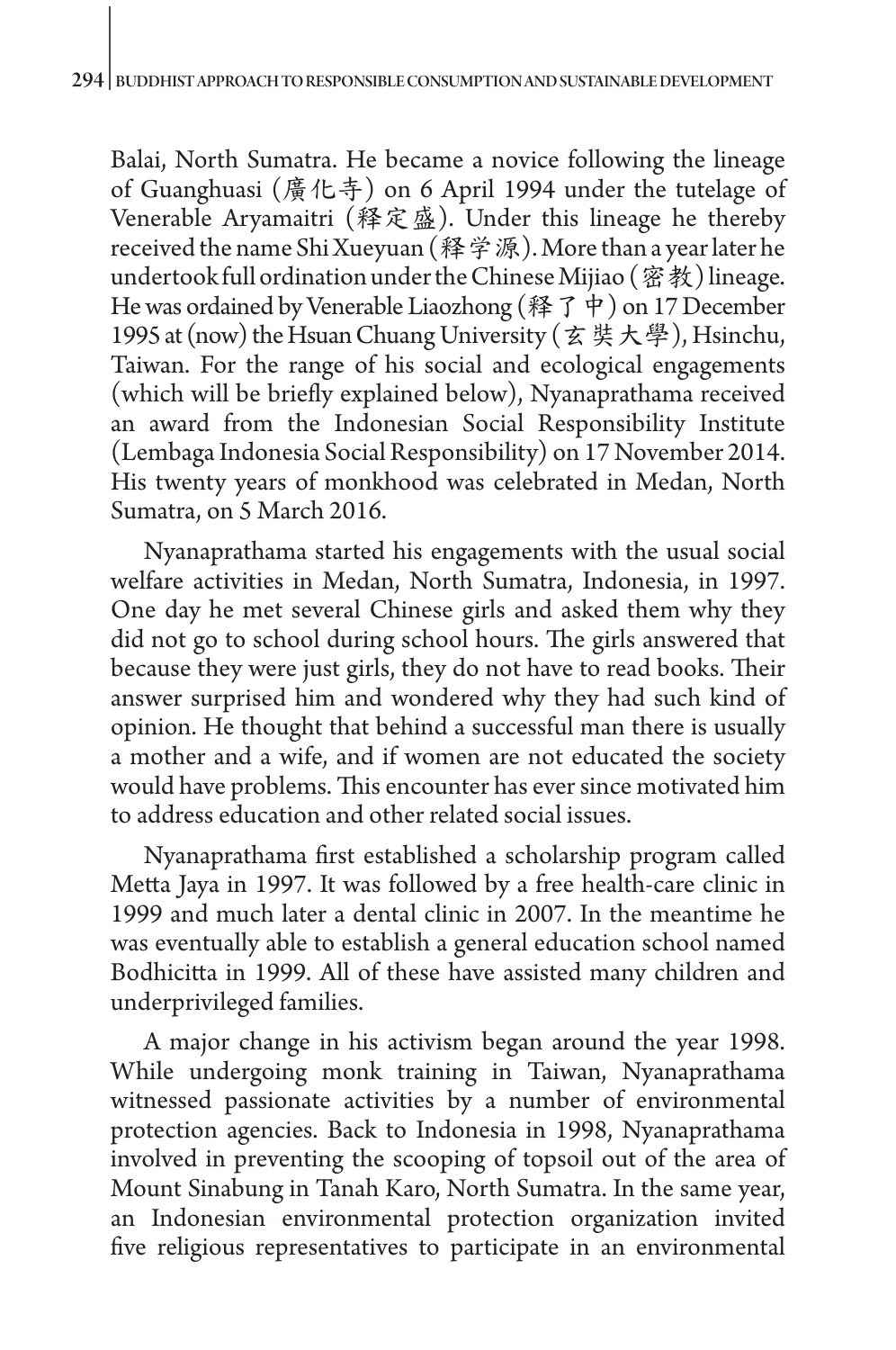Balai, North Sumatra. He became a novice following the lineage of Guanghuasi (廣化寺) on 6 April 1994 under the tutelage of Venerable Aryamaitri (释定盛). Under this lineage he thereby received the name Shi Xueyuan (释学源). More than a year later he undertook full ordination under the Chinese Mijiao (密教) lineage. He was ordained by Venerable Liaozhong (释了中) on 17 December 1995 at (now) the Hsuan Chuang University (玄奘大學), Hsinchu, Taiwan. For the range of his social and ecological engagements (which will be briefly explained below), Nyanaprathama received an award from the Indonesian Social Responsibility Institute (Lembaga Indonesia Social Responsibility) on 17 November 2014. His twenty years of monkhood was celebrated in Medan, North Sumatra, on 5 March 2016.

Nyanaprathama started his engagements with the usual social welfare activities in Medan, North Sumatra, Indonesia, in 1997. One day he met several Chinese girls and asked them why they did not go to school during school hours. The girls answered that because they were just girls, they do not have to read books. Their answer surprised him and wondered why they had such kind of opinion. He thought that behind a successful man there is usually a mother and a wife, and if women are not educated the society would have problems. This encounter has ever since motivated him to address education and other related social issues.

Nyanaprathama first established a scholarship program called Metta Jaya in 1997. It was followed by a free health-care clinic in 1999 and much later a dental clinic in 2007. In the meantime he was eventually able to establish a general education school named Bodhicitta in 1999. All of these have assisted many children and underprivileged families.

A major change in his activism began around the year 1998. While undergoing monk training in Taiwan, Nyanaprathama witnessed passionate activities by a number of environmental protection agencies. Back to Indonesia in 1998, Nyanaprathama involved in preventing the scooping of topsoil out of the area of Mount Sinabung in Tanah Karo, North Sumatra. In the same year, an Indonesian environmental protection organization invited five religious representatives to participate in an environmental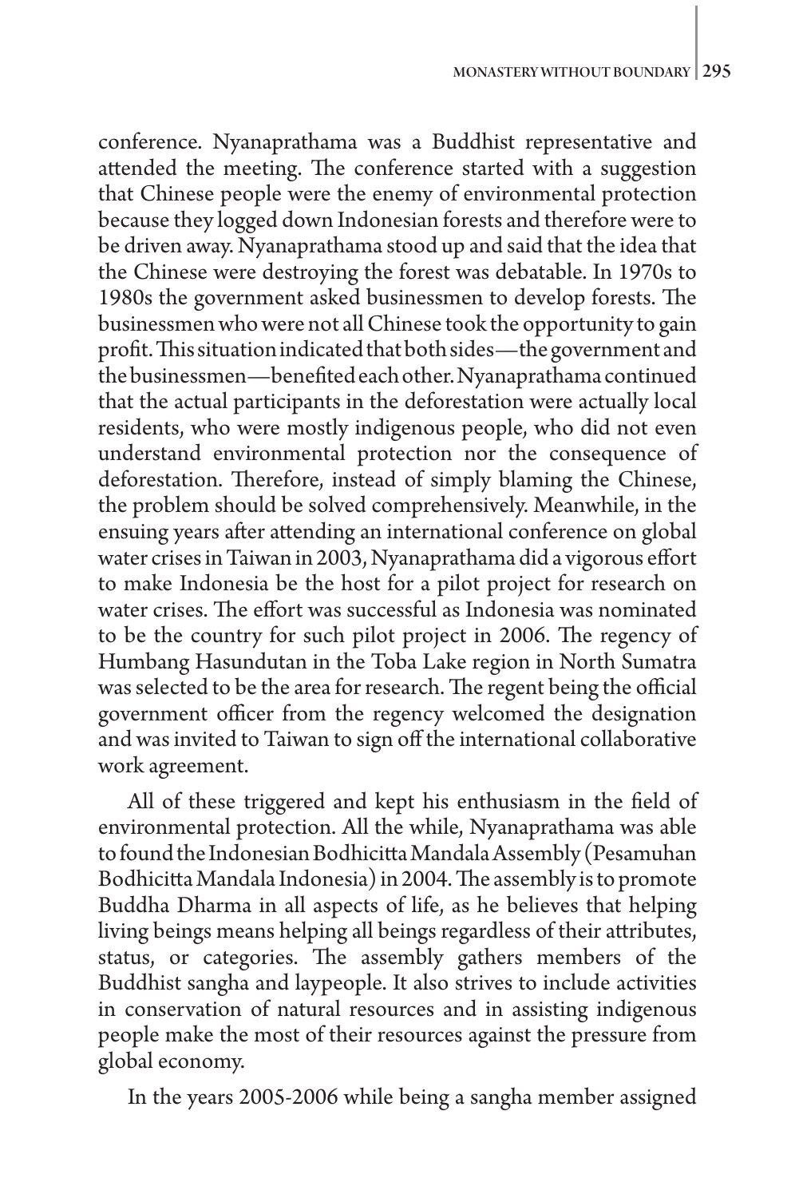conference. Nyanaprathama was a Buddhist representative and attended the meeting. The conference started with a suggestion that Chinese people were the enemy of environmental protection because they logged down Indonesian forests and therefore were to be driven away. Nyanaprathama stood up and said that the idea that the Chinese were destroying the forest was debatable. In 1970s to 1980s the government asked businessmen to develop forests. The businessmen who were not all Chinese took the opportunity to gain profit. This situation indicated that both sides—the government and the businessmen—benefited each other. Nyanaprathama continued that the actual participants in the deforestation were actually local residents, who were mostly indigenous people, who did not even understand environmental protection nor the consequence of deforestation. Therefore, instead of simply blaming the Chinese, the problem should be solved comprehensively. Meanwhile, in the ensuing years after attending an international conference on global water crises in Taiwan in 2003, Nyanaprathama did a vigorous effort to make Indonesia be the host for a pilot project for research on water crises. The effort was successful as Indonesia was nominated to be the country for such pilot project in 2006. The regency of Humbang Hasundutan in the Toba Lake region in North Sumatra was selected to be the area for research. The regent being the official government officer from the regency welcomed the designation and was invited to Taiwan to sign off the international collaborative work agreement.

All of these triggered and kept his enthusiasm in the field of environmental protection. All the while, Nyanaprathama was able to found the Indonesian Bodhicitta Mandala Assembly (Pesamuhan Bodhicitta Mandala Indonesia) in 2004. The assembly is to promote Buddha Dharma in all aspects of life, as he believes that helping living beings means helping all beings regardless of their attributes, status, or categories. The assembly gathers members of the Buddhist sangha and laypeople. It also strives to include activities in conservation of natural resources and in assisting indigenous people make the most of their resources against the pressure from global economy.

In the years 2005-2006 while being a sangha member assigned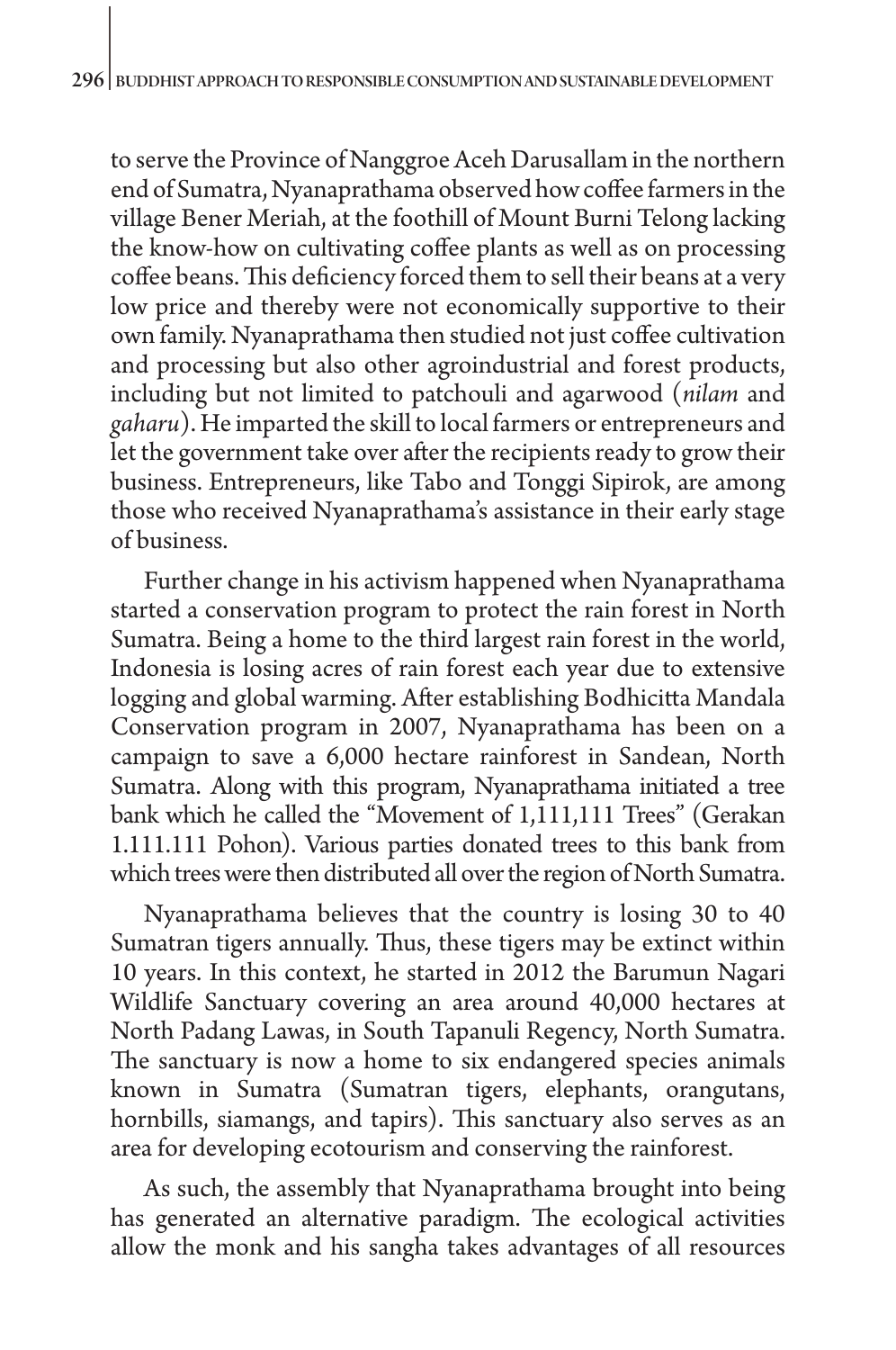to serve the Province of Nanggroe Aceh Darusallam in the northern end of Sumatra, Nyanaprathama observed how coffee farmers in the village Bener Meriah, at the foothill of Mount Burni Telong lacking the know-how on cultivating coffee plants as well as on processing coffee beans. This deficiency forced them to sell their beans at a very low price and thereby were not economically supportive to their own family. Nyanaprathama then studied not just coffee cultivation and processing but also other agroindustrial and forest products, including but not limited to patchouli and agarwood (*nilam* and *gaharu*). He imparted the skill to local farmers or entrepreneurs and let the government take over after the recipients ready to grow their business. Entrepreneurs, like Tabo and Tonggi Sipirok, are among those who received Nyanaprathama's assistance in their early stage of business.

Further change in his activism happened when Nyanaprathama started a conservation program to protect the rain forest in North Sumatra. Being a home to the third largest rain forest in the world, Indonesia is losing acres of rain forest each year due to extensive logging and global warming. After establishing Bodhicitta Mandala Conservation program in 2007, Nyanaprathama has been on a campaign to save a 6,000 hectare rainforest in Sandean, North Sumatra. Along with this program, Nyanaprathama initiated a tree bank which he called the "Movement of 1,111,111 Trees" (Gerakan 1.111.111 Pohon). Various parties donated trees to this bank from which trees were then distributed all over the region of North Sumatra.

Nyanaprathama believes that the country is losing 30 to 40 Sumatran tigers annually. Thus, these tigers may be extinct within 10 years. In this context, he started in 2012 the Barumun Nagari Wildlife Sanctuary covering an area around 40,000 hectares at North Padang Lawas, in South Tapanuli Regency, North Sumatra. The sanctuary is now a home to six endangered species animals known in Sumatra (Sumatran tigers, elephants, orangutans, hornbills, siamangs, and tapirs). This sanctuary also serves as an area for developing ecotourism and conserving the rainforest.

As such, the assembly that Nyanaprathama brought into being has generated an alternative paradigm. The ecological activities allow the monk and his sangha takes advantages of all resources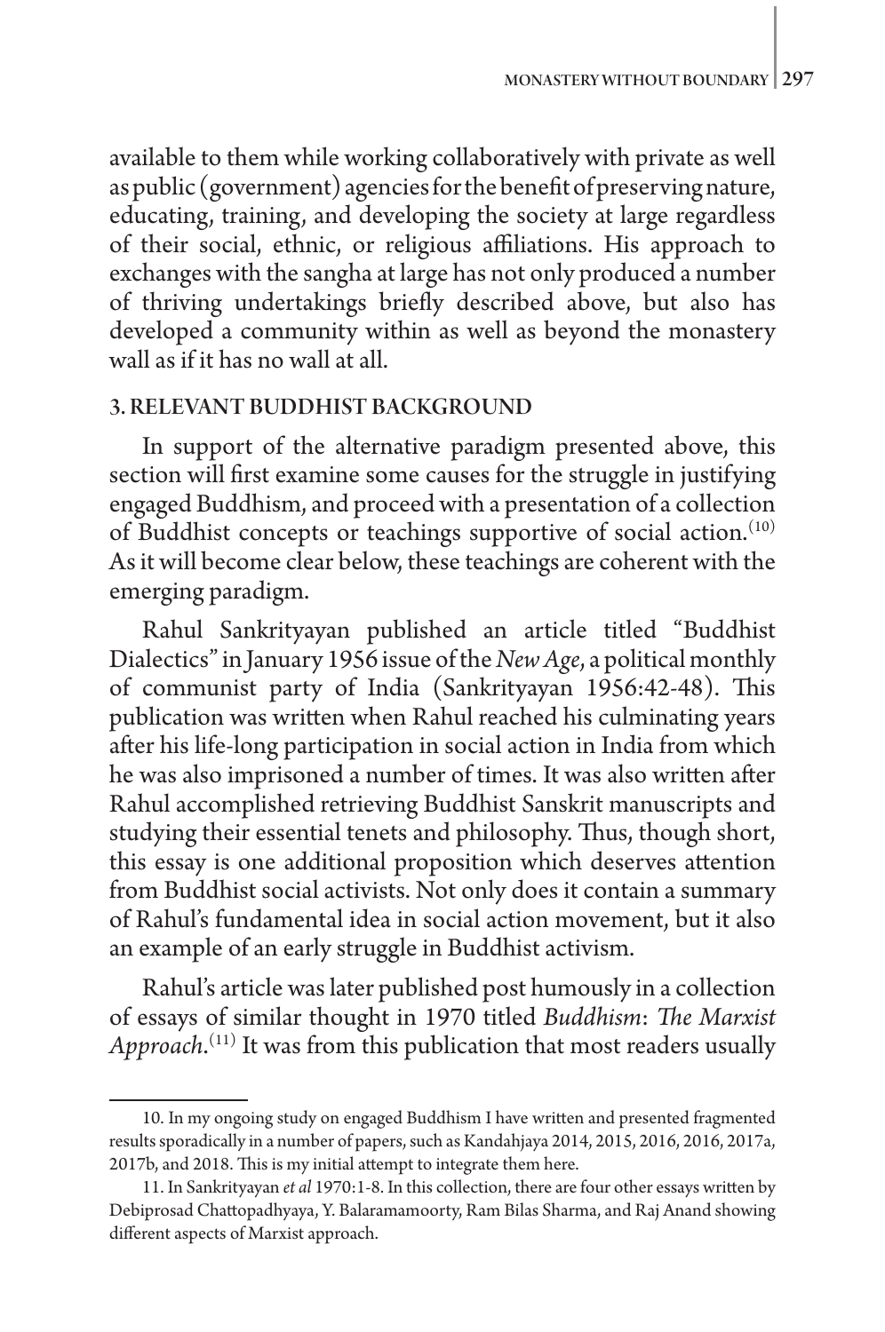available to them while working collaboratively with private as well as public (government) agencies for the benefit of preserving nature, educating, training, and developing the society at large regardless of their social, ethnic, or religious affiliations. His approach to exchanges with the sangha at large has not only produced a number of thriving undertakings briefly described above, but also has developed a community within as well as beyond the monastery wall as if it has no wall at all.

## 3. RELEVANT BUDDHIST BACKGROUND

In support of the alternative paradigm presented above, this section will first examine some causes for the struggle in justifying engaged Buddhism, and proceed with a presentation of a collection of Buddhist concepts or teachings supportive of social action.[10] As it will become clear below, these teachings are coherent with the emerging paradigm.

Rahul Sankrityayan published an article titled "Buddhist Dialectics" in January 1956 issue of the *New Age*, a political monthly of communist party of India (Sankrityayan 1956:42-48). This publication was written when Rahul reached his culminating years after his life-long participation in social action in India from which he was also imprisoned a number of times. It was also written after Rahul accomplished retrieving Buddhist Sanskrit manuscripts and studying their essential tenets and philosophy. Thus, though short, this essay is one additional proposition which deserves attention from Buddhist social activists. Not only does it contain a summary of Rahul's fundamental idea in social action movement, but it also an example of an early struggle in Buddhist activism.

Rahul's article was later published post humously in a collection of essays of similar thought in 1970 titled *Buddhism: The Marxist Approach*.[11] It was from this publication that most readers usually

---

10. In my ongoing study on engaged Buddhism I have written and presented fragmented results sporadically in a number of papers, such as Kandahjaya 2014, 2015, 2016, 2016, 2017a, 2017b, and 2018. This is my initial attempt to integrate them here.

11. In Sankrityayan *et al* 1970:1-8. In this collection, there are four other essays written by Debiprosad Chattopadhyaya, Y. Balaramamoorty, Ram Bilas Sharma, and Raj Anand showing different aspects of Marxist approach.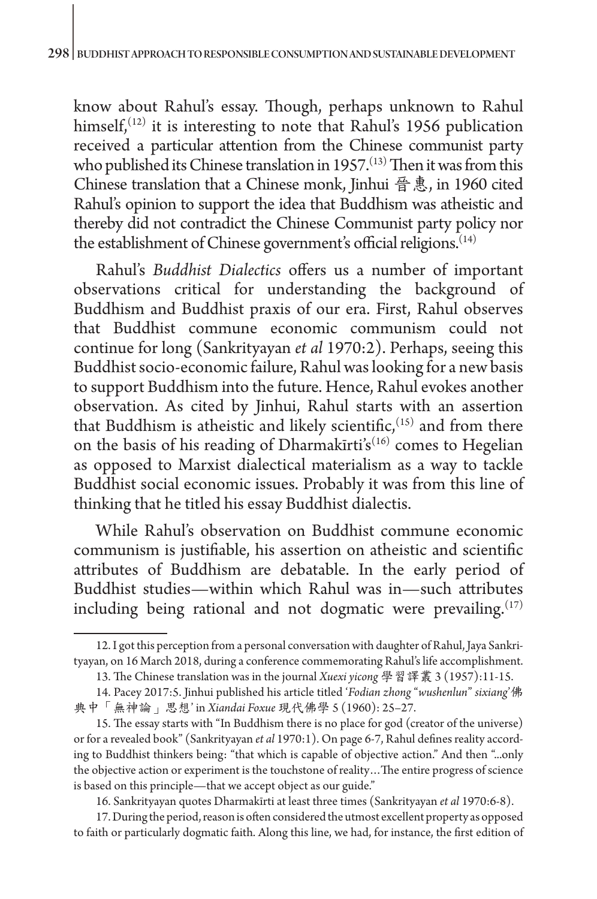know about Rahul's essay. Though, perhaps unknown to Rahul himself,[12] it is interesting to note that Rahul's 1956 publication received a particular attention from the Chinese communist party who published its Chinese translation in 1957.[13] Then it was from this Chinese translation that a Chinese monk, Jinhui 晉惠, in 1960 cited Rahul's opinion to support the idea that Buddhism was atheistic and thereby did not contradict the Chinese Communist party policy nor the establishment of Chinese government's official religions.[14]

Rahul's *Buddhist Dialectics* offers us a number of important observations critical for understanding the background of Buddhism and Buddhist praxis of our era. First, Rahul observes that Buddhist commune economic communism could not continue for long (Sankrityayan *et al* 1970:2). Perhaps, seeing this Buddhist socio-economic failure, Rahul was looking for a new basis to support Buddhism into the future. Hence, Rahul evokes another observation. As cited by Jinhui, Rahul starts with an assertion that Buddhism is atheistic and likely scientific,[15] and from there on the basis of his reading of Dharmakīrti's[16] comes to Hegelian as opposed to Marxist dialectical materialism as a way to tackle Buddhist social economic issues. Probably it was from this line of thinking that he titled his essay Buddhist dialectis.

While Rahul's observation on Buddhist commune economic communism is justifiable, his assertion on atheistic and scientific attributes of Buddhism are debatable. In the early period of Buddhist studies—within which Rahul was in—such attributes including being rational and not dogmatic were prevailing.[17]

---

12. I got this perception from a personal conversation with daughter of Rahul, Jaya Sankrityayan, on 16 March 2018, during a conference commemorating Rahul's life accomplishment.

13. The Chinese translation was in the journal *Xuexi yicong* 學習譯叢 3 (1957):11-15.

14. Pacey 2017:5. Jinhui published his article titled '*Fodian zhong "wushenlun" sixiang*' 佛典中「無神論」思想' in *Xiandai Foxue* 現代佛學 5 (1960): 25–27.

15. The essay starts with "In Buddhism there is no place for god (creator of the universe) or for a revealed book" (Sankrityayan *et al* 1970:1). On page 6-7, Rahul defines reality according to Buddhist thinkers being: "that which is capable of objective action." And then "...only the objective action or experiment is the touchstone of reality…The entire progress of science is based on this principle—that we accept object as our guide."

16. Sankrityayan quotes Dharmakīrti at least three times (Sankrityayan *et al* 1970:6-8).

17. During the period, reason is often considered the utmost excellent property as opposed to faith or particularly dogmatic faith. Along this line, we had, for instance, the first edition of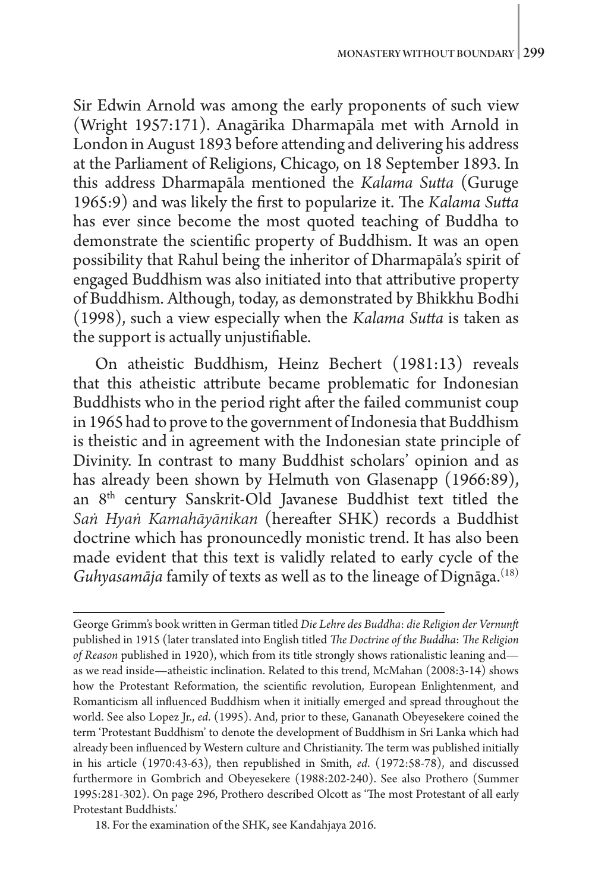Sir Edwin Arnold was among the early proponents of such view (Wright 1957:171). Anagārika Dharmapāla met with Arnold in London in August 1893 before attending and delivering his address at the Parliament of Religions, Chicago, on 18 September 1893. In this address Dharmapāla mentioned the *Kalama Sutta* (Guruge 1965:9) and was likely the first to popularize it. The *Kalama Sutta* has ever since become the most quoted teaching of Buddha to demonstrate the scientific property of Buddhism. It was an open possibility that Rahul being the inheritor of Dharmapāla's spirit of engaged Buddhism was also initiated into that attributive property of Buddhism. Although, today, as demonstrated by Bhikkhu Bodhi (1998), such a view especially when the *Kalama Sutta* is taken as the support is actually unjustifiable.

On atheistic Buddhism, Heinz Bechert (1981:13) reveals that this atheistic attribute became problematic for Indonesian Buddhists who in the period right after the failed communist coup in 1965 had to prove to the government of Indonesia that Buddhism is theistic and in agreement with the Indonesian state principle of Divinity. In contrast to many Buddhist scholars' opinion and as has already been shown by Helmuth von Glasenapp (1966:89), an 8th century Sanskrit-Old Javanese Buddhist text titled the *Saṅ Hyaṅ Kamahāyānikan* (hereafter SHK) records a Buddhist doctrine which has pronouncedly monistic trend. It has also been made evident that this text is validly related to early cycle of the *Guhyasamāja* family of texts as well as to the lineage of Dignāga.[18]

---

George Grimm's book written in German titled *Die Lehre des Buddha*: *die Religion der Vernunft* published in 1915 (later translated into English titled *The Doctrine of the Buddha*: *The Religion of Reason* published in 1920), which from its title strongly shows rationalistic leaning and—as we read inside—atheistic inclination. Related to this trend, McMahan (2008:3-14) shows how the Protestant Reformation, the scientific revolution, European Enlightenment, and Romanticism all influenced Buddhism when it initially emerged and spread throughout the world. See also Lopez Jr., *ed*. (1995). And, prior to these, Gananath Obeyesekere coined the term 'Protestant Buddhism' to denote the development of Buddhism in Sri Lanka which had already been influenced by Western culture and Christianity. The term was published initially in his article (1970:43-63), then republished in Smith, *ed*. (1972:58-78), and discussed furthermore in Gombrich and Obeyesekere (1988:202-240). See also Prothero (Summer 1995:281-302). On page 296, Prothero described Olcott as 'The most Protestant of all early Protestant Buddhists.'

18. For the examination of the SHK, see Kandahjaya 2016.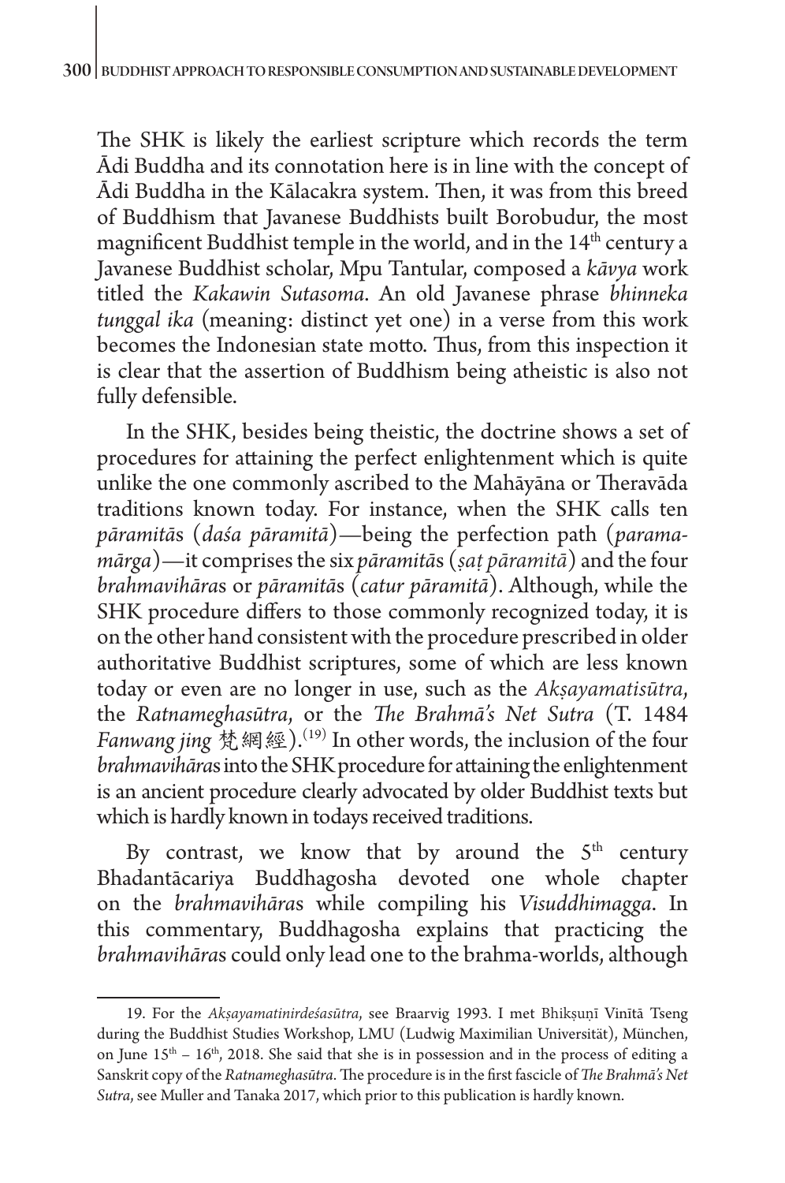The SHK is likely the earliest scripture which records the term Ādi Buddha and its connotation here is in line with the concept of Ādi Buddha in the Kālacakra system. Then, it was from this breed of Buddhism that Javanese Buddhists built Borobudur, the most magnificent Buddhist temple in the world, and in the 14th century a Javanese Buddhist scholar, Mpu Tantular, composed a *kāvya* work titled the *Kakawin Sutasoma*. An old Javanese phrase *bhinneka tunggal ika* (meaning: distinct yet one) in a verse from this work becomes the Indonesian state motto. Thus, from this inspection it is clear that the assertion of Buddhism being atheistic is also not fully defensible.

In the SHK, besides being theistic, the doctrine shows a set of procedures for attaining the perfect enlightenment which is quite unlike the one commonly ascribed to the Mahāyāna or Theravāda traditions known today. For instance, when the SHK calls ten *pāramitā*s (*daśa pāramitā*)—being the perfection path (*parama-mārga*)—it comprises the six *pāramitā*s (*ṣaṭ pāramitā*) and the four *brahmavihāra*s or *pāramitā*s (*catur pāramitā*). Although, while the SHK procedure differs to those commonly recognized today, it is on the other hand consistent with the procedure prescribed in older authoritative Buddhist scriptures, some of which are less known today or even are no longer in use, such as the *Akṣayamatisūtra*, the *Ratnameghasūtra*, or the *The Brahmā's Net Sutra* (T. 1484 *Fanwang jing* 梵網經).[19] In other words, the inclusion of the four *brahmavihāra*s into the SHK procedure for attaining the enlightenment is an ancient procedure clearly advocated by older Buddhist texts but which is hardly known in todays received traditions.

By contrast, we know that by around the 5th century Bhadantācariya Buddhagosha devoted one whole chapter on the *brahmavihāra*s while compiling his *Visuddhimagga*. In this commentary, Buddhagosha explains that practicing the *brahmavihāra*s could only lead one to the brahma-worlds, although

---

19. For the *Akṣayamatinirdeśasūtra*, see Braarvig 1993. I met Bhikṣuṇī Vinītā Tseng during the Buddhist Studies Workshop, LMU (Ludwig Maximilian Universität), München, on June 15th – 16th, 2018. She said that she is in possession and in the process of editing a Sanskrit copy of the *Ratnameghasūtra*. The procedure is in the first fascicle of *The Brahmā's Net Sutra*, see Muller and Tanaka 2017, which prior to this publication is hardly known.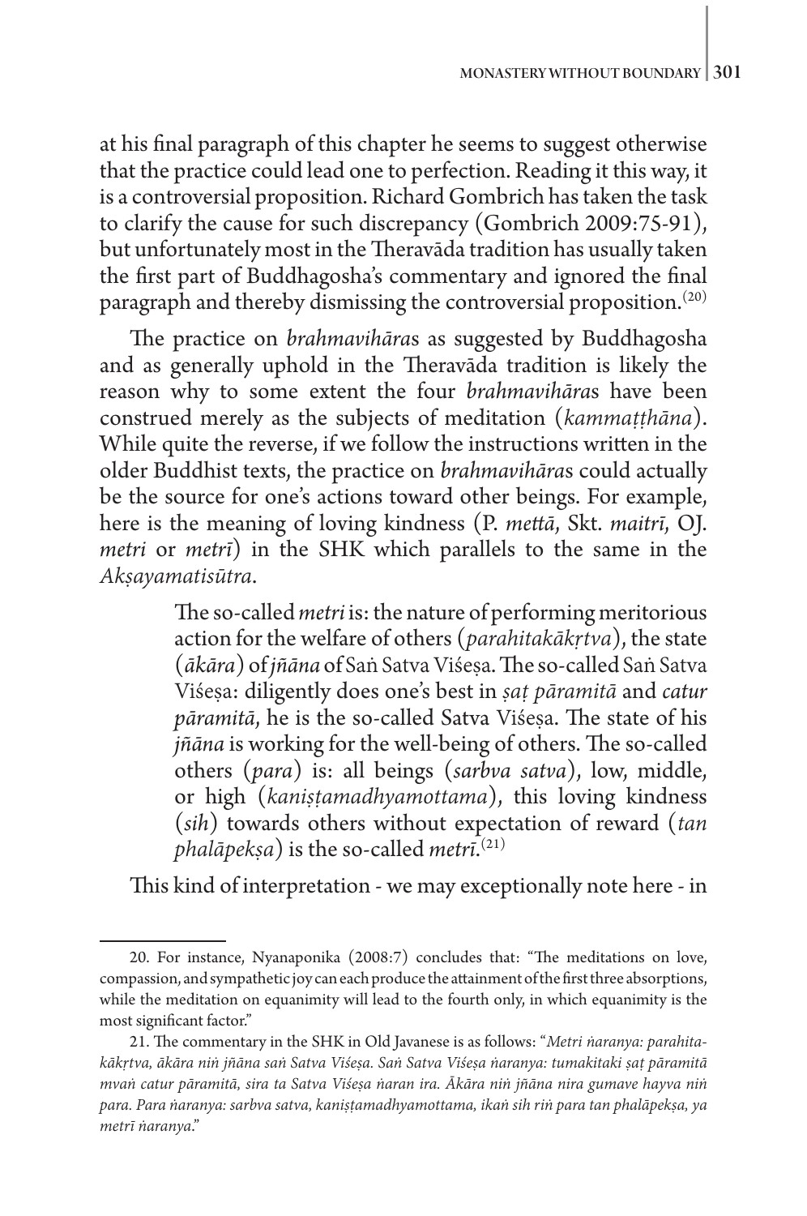at his final paragraph of this chapter he seems to suggest otherwise that the practice could lead one to perfection. Reading it this way, it is a controversial proposition. Richard Gombrich has taken the task to clarify the cause for such discrepancy (Gombrich 2009:75-91), but unfortunately most in the Theravāda tradition has usually taken the first part of Buddhagosha's commentary and ignored the final paragraph and thereby dismissing the controversial proposition.[20]

The practice on *brahmavihāra*s as suggested by Buddhagosha and as generally uphold in the Theravāda tradition is likely the reason why to some extent the four *brahmavihāra*s have been construed merely as the subjects of meditation (*kammaṭṭhāna*). While quite the reverse, if we follow the instructions written in the older Buddhist texts, the practice on *brahmavihāra*s could actually be the source for one's actions toward other beings. For example, here is the meaning of loving kindness (P. *mettā*, Skt. *maitrī*, OJ. *metri* or *metrī*) in the SHK which parallels to the same in the *Akṣayamatisūtra*.

> The so-called *metri* is: the nature of performing meritorious action for the welfare of others (*parahitakākṛtva*), the state (*ākāra*) of *jñāna* of Saṅ Satva Viśeṣa. The so-called Saṅ Satva Viśeṣa: diligently does one's best in *ṣaṭ pāramitā* and *catur pāramitā*, he is the so-called Satva Viśeṣa. The state of his *jñāna* is working for the well-being of others. The so-called others (*para*) is: all beings (*sarbva satva*), low, middle, or high (*kaniṣṭamadhyamottama*), this loving kindness (*sih*) towards others without expectation of reward (*tan phalāpekṣa*) is the so-called *metrī*.[21]

This kind of interpretation - we may exceptionally note here - in

---

20. For instance, Nyanaponika (2008:7) concludes that: "The meditations on love, compassion, and sympathetic joy can each produce the attainment of the first three absorptions, while the meditation on equanimity will lead to the fourth only, in which equanimity is the most significant factor."

21. The commentary in the SHK in Old Javanese is as follows: "*Metri ṅaranya: parahitakākṛtva, ākāra niṅ jñāna saṅ Satva Viśeṣa. Saṅ Satva Viśeṣa ṅaranya: tumakitaki ṣaṭ pāramitā mvaṅ catur pāramitā, sira ta Satva Viśeṣa ṅaran ira. Ākāra niṅ jñāna nira gumave hayva niṅ para. Para ṅaranya: sarbva satva, kaniṣṭamadhyamottama, ikaṅ sih riṅ para tan phalāpekṣa, ya metrī ṅaranya*."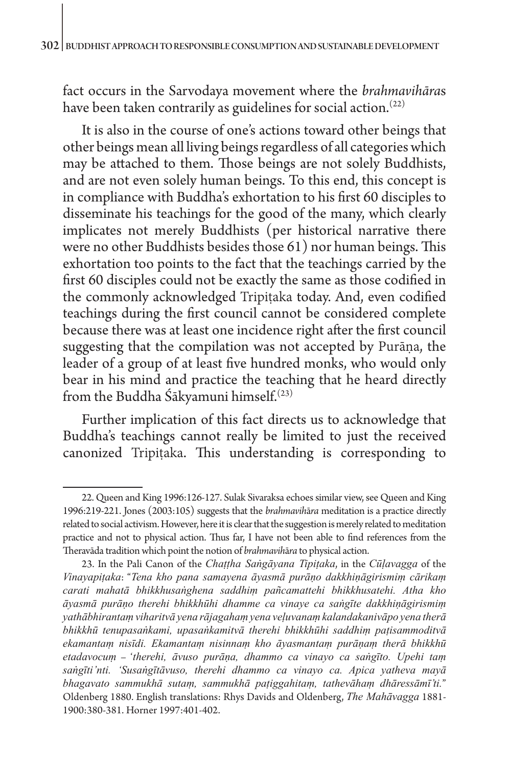fact occurs in the Sarvodaya movement where the *brahmavihāra*s have been taken contrarily as guidelines for social action.[22]

It is also in the course of one's actions toward other beings that other beings mean all living beings regardless of all categories which may be attached to them. Those beings are not solely Buddhists, and are not even solely human beings. To this end, this concept is in compliance with Buddha's exhortation to his first 60 disciples to disseminate his teachings for the good of the many, which clearly implicates not merely Buddhists (per historical narrative there were no other Buddhists besides those 61) nor human beings. This exhortation too points to the fact that the teachings carried by the first 60 disciples could not be exactly the same as those codified in the commonly acknowledged Tripiṭaka today. And, even codified teachings during the first council cannot be considered complete because there was at least one incidence right after the first council suggesting that the compilation was not accepted by Purāṇa, the leader of a group of at least five hundred monks, who would only bear in his mind and practice the teaching that he heard directly from the Buddha Śākyamuni himself.[23]

Further implication of this fact directs us to acknowledge that Buddha's teachings cannot really be limited to just the received canonized Tripiṭaka. This understanding is corresponding to

---

22. Queen and King 1996:126-127. Sulak Sivaraksa echoes similar view, see Queen and King 1996:219-221. Jones (2003:105) suggests that the *brahmavihāra* meditation is a practice directly related to social activism. However, here it is clear that the suggestion is merely related to meditation practice and not to physical action. Thus far, I have not been able to find references from the Theravāda tradition which point the notion of *brahmavihāra* to physical action.

23. In the Pali Canon of the *Chaṭṭha Saṅgāyana Tipiṭaka*, in the *Cūḷavagga* of the *Vinayapiṭaka*: "*Tena kho pana samayena āyasmā purāṇo dakkhiṇāgirismiṃ cārikaṃ carati mahatā bhikkhusaṅghena saddhiṃ pañcamattehi bhikkhusatehi. Atha kho āyasmā purāṇo therehi bhikkhūhi dhamme ca vinaye ca saṅgīte dakkhiṇāgirismiṃ yathābhirantaṃ viharitvā yena rājagahaṃ yena veḷuvanaṃ kalandakanivāpo yena therā bhikkhū tenupasaṅkami, upasaṅkamitvā therehi bhikkhūhi saddhiṃ paṭisammoditvā ekamantaṃ nisīdi. Ekamantaṃ nisinnaṃ kho āyasmantaṃ purāṇaṃ therā bhikkhū etadavocuṃ – 'therehi, āvuso purāṇa, dhammo ca vinayo ca saṅgīto. Upehi taṃ saṅgīti'nti. 'Susaṅgītāvuso, therehi dhammo ca vinayo ca. Apica yatheva mayā bhagavato sammukhā sutaṃ, sammukhā paṭiggahitaṃ, tathevāhaṃ dhāressāmī'ti.*" Oldenberg 1880. English translations: Rhys Davids and Oldenberg, *The Mahāvagga* 1881-1900:380-381. Horner 1997:401-402.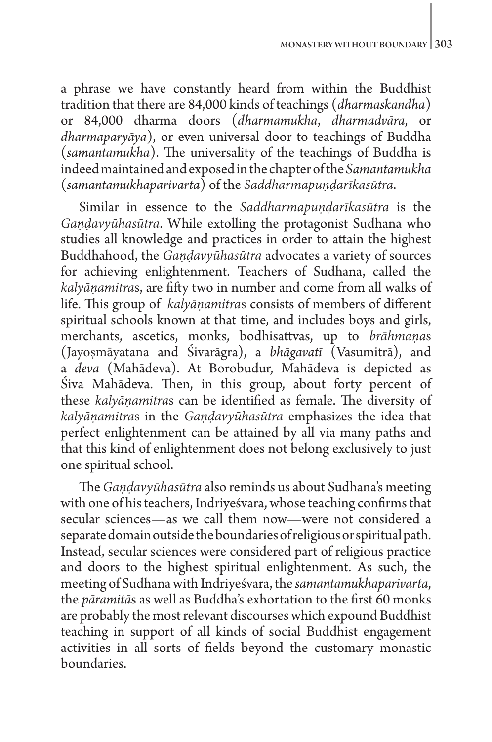a phrase we have constantly heard from within the Buddhist tradition that there are 84,000 kinds of teachings (*dharmaskandha*) or 84,000 dharma doors (*dharmamukha*, *dharmadvāra*, or *dharmaparyāya*), or even universal door to teachings of Buddha (*samantamukha*). The universality of the teachings of Buddha is indeed maintained and exposed in the chapter of the *Samantamukha* (*samantamukhaparivarta*) of the *Saddharmapuṇḍarīkasūtra*.

Similar in essence to the *Saddharmapuṇḍarīkasūtra* is the *Gaṇḍavyūhasūtra*. While extolling the protagonist Sudhana who studies all knowledge and practices in order to attain the highest Buddhahood, the *Gaṇḍavyūhasūtra* advocates a variety of sources for achieving enlightenment. Teachers of Sudhana, called the *kalyāṇamitra*s, are fifty two in number and come from all walks of life. This group of *kalyāṇamitra*s consists of members of different spiritual schools known at that time, and includes boys and girls, merchants, ascetics, monks, bodhisattvas, up to *brāhmaṇa*s (Jayoṣmāyatana and Śivarāgra), a *bhāgavatī* (Vasumitrā), and a *deva* (Mahādeva). At Borobudur, Mahādeva is depicted as Śiva Mahādeva. Then, in this group, about forty percent of these *kalyāṇamitra*s can be identified as female. The diversity of *kalyāṇamitra*s in the *Gaṇḍavyūhasūtra* emphasizes the idea that perfect enlightenment can be attained by all via many paths and that this kind of enlightenment does not belong exclusively to just one spiritual school.

The *Gaṇḍavyūhasūtra* also reminds us about Sudhana's meeting with one of his teachers, Indriyeśvara, whose teaching confirms that secular sciences—as we call them now—were not considered a separate domain outside the boundaries of religious or spiritual path. Instead, secular sciences were considered part of religious practice and doors to the highest spiritual enlightenment. As such, the meeting of Sudhana with Indriyeśvara, the *samantamukhaparivarta*, the *pāramitā*s as well as Buddha's exhortation to the first 60 monks are probably the most relevant discourses which expound Buddhist teaching in support of all kinds of social Buddhist engagement activities in all sorts of fields beyond the customary monastic boundaries.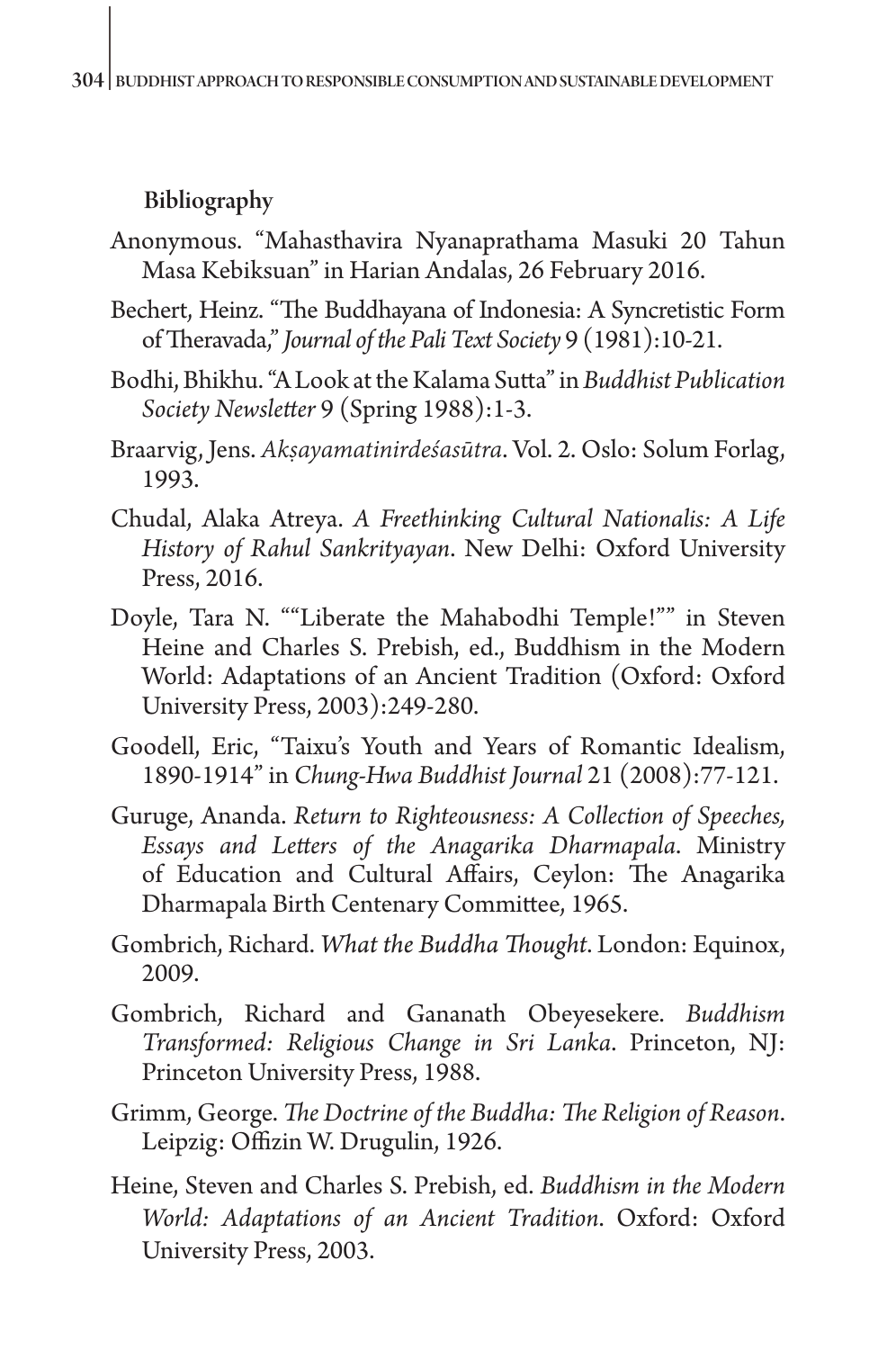## Bibliography

Anonymous. "Mahasthavira Nyanaprathama Masuki 20 Tahun Masa Kebiksuan" in Harian Andalas, 26 February 2016.

Bechert, Heinz. "The Buddhayana of Indonesia: A Syncretistic Form of Theravada," *Journal of the Pali Text Society* 9 (1981):10-21.

Bodhi, Bhikhu. "A Look at the Kalama Sutta" in *Buddhist Publication Society Newsletter* 9 (Spring 1988):1-3.

Braarvig, Jens. *Akṣayamatinirdeśasūtra*. Vol. 2. Oslo: Solum Forlag, 1993.

Chudal, Alaka Atreya. *A Freethinking Cultural Nationalis: A Life History of Rahul Sankrityayan*. New Delhi: Oxford University Press, 2016.

Doyle, Tara N. ""Liberate the Mahabodhi Temple!"" in Steven Heine and Charles S. Prebish, ed., Buddhism in the Modern World: Adaptations of an Ancient Tradition (Oxford: Oxford University Press, 2003):249-280.

Goodell, Eric, "Taixu's Youth and Years of Romantic Idealism, 1890-1914" in *Chung-Hwa Buddhist Journal* 21 (2008):77-121.

Guruge, Ananda. *Return to Righteousness: A Collection of Speeches, Essays and Letters of the Anagarika Dharmapala*. Ministry of Education and Cultural Affairs, Ceylon: The Anagarika Dharmapala Birth Centenary Committee, 1965.

Gombrich, Richard. *What the Buddha Thought*. London: Equinox, 2009.

Gombrich, Richard and Gananath Obeyesekere. *Buddhism Transformed: Religious Change in Sri Lanka*. Princeton, NJ: Princeton University Press, 1988.

Grimm, George. *The Doctrine of the Buddha: The Religion of Reason*. Leipzig: Offizin W. Drugulin, 1926.

Heine, Steven and Charles S. Prebish, ed. *Buddhism in the Modern World: Adaptations of an Ancient Tradition*. Oxford: Oxford University Press, 2003.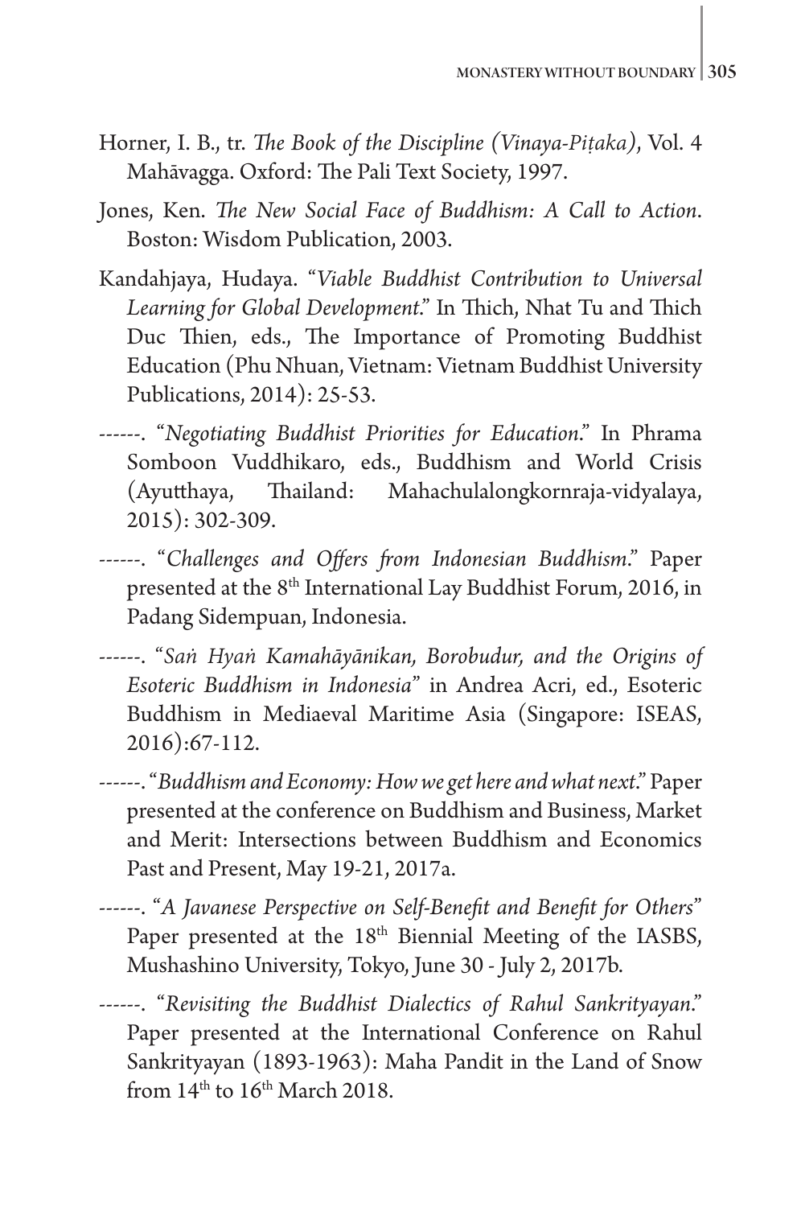Horner, I. B., tr. *The Book of the Discipline (Vinaya-Piṭaka)*, Vol. 4 Mahāvagga. Oxford: The Pali Text Society, 1997.

Jones, Ken. *The New Social Face of Buddhism: A Call to Action*. Boston: Wisdom Publication, 2003.

Kandahjaya, Hudaya. "*Viable Buddhist Contribution to Universal Learning for Global Development*." In Thich, Nhat Tu and Thich Duc Thien, eds., The Importance of Promoting Buddhist Education (Phu Nhuan, Vietnam: Vietnam Buddhist University Publications, 2014): 25-53.

------. "*Negotiating Buddhist Priorities for Education*." In Phrama Somboon Vuddhikaro, eds., Buddhism and World Crisis (Ayutthaya, Thailand: Mahachulalongkornraja-vidyalaya, 2015): 302-309.

------. "*Challenges and Offers from Indonesian Buddhism*." Paper presented at the 8th International Lay Buddhist Forum, 2016, in Padang Sidempuan, Indonesia.

------. "*Saṅ Hyaṅ Kamahāyānikan, Borobudur, and the Origins of Esoteric Buddhism in Indonesia*" in Andrea Acri, ed., Esoteric Buddhism in Mediaeval Maritime Asia (Singapore: ISEAS, 2016):67-112.

------. "*Buddhism and Economy: How we get here and what next*." Paper presented at the conference on Buddhism and Business, Market and Merit: Intersections between Buddhism and Economics Past and Present, May 19-21, 2017a.

------. "*A Javanese Perspective on Self-Benefit and Benefit for Others*" Paper presented at the 18th Biennial Meeting of the IASBS, Mushashino University, Tokyo, June 30 - July 2, 2017b.

------. "*Revisiting the Buddhist Dialectics of Rahul Sankrityayan*." Paper presented at the International Conference on Rahul Sankrityayan (1893-1963): Maha Pandit in the Land of Snow from 14th to 16th March 2018.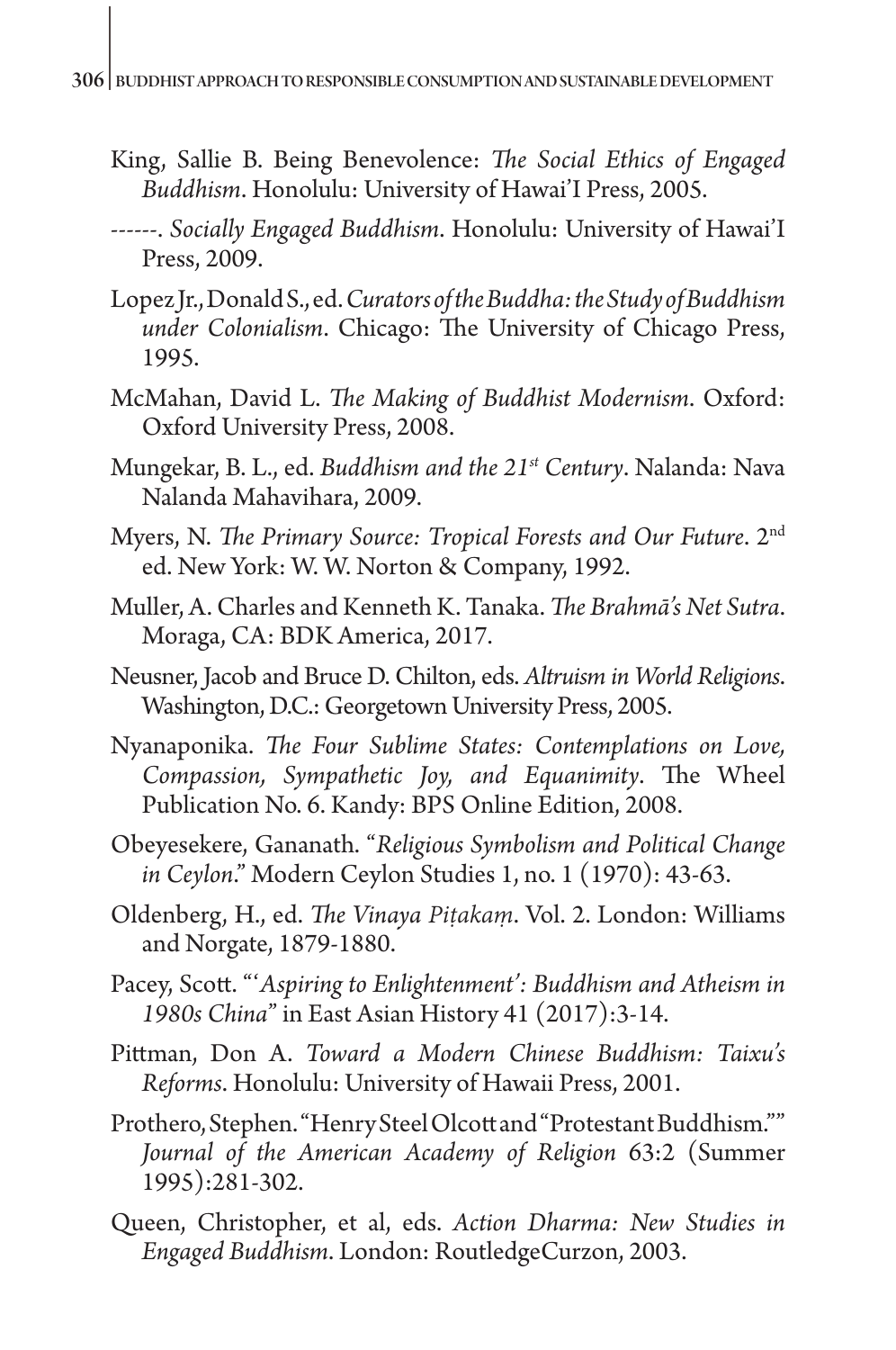King, Sallie B. Being Benevolence: *The Social Ethics of Engaged Buddhism*. Honolulu: University of Hawai'I Press, 2005.

------. *Socially Engaged Buddhism*. Honolulu: University of Hawai'I Press, 2009.

Lopez Jr., Donald S., ed. *Curators of the Buddha: the Study of Buddhism under Colonialism*. Chicago: The University of Chicago Press, 1995.

McMahan, David L. *The Making of Buddhist Modernism*. Oxford: Oxford University Press, 2008.

Mungekar, B. L., ed. *Buddhism and the 21st Century*. Nalanda: Nava Nalanda Mahavihara, 2009.

Myers, N. *The Primary Source: Tropical Forests and Our Future*. 2nd ed. New York: W. W. Norton & Company, 1992.

Muller, A. Charles and Kenneth K. Tanaka. *The Brahmā's Net Sutra*. Moraga, CA: BDK America, 2017.

Neusner, Jacob and Bruce D. Chilton, eds. *Altruism in World Religions*. Washington, D.C.: Georgetown University Press, 2005.

Nyanaponika. *The Four Sublime States: Contemplations on Love, Compassion, Sympathetic Joy, and Equanimity*. The Wheel Publication No. 6. Kandy: BPS Online Edition, 2008.

Obeyesekere, Gananath. "*Religious Symbolism and Political Change in Ceylon*." Modern Ceylon Studies 1, no. 1 (1970): 43-63.

Oldenberg, H., ed. *The Vinaya Piṭakaṃ*. Vol. 2. London: Williams and Norgate, 1879-1880.

Pacey, Scott. "'*Aspiring to Enlightenment': Buddhism and Atheism in 1980s China*" in East Asian History 41 (2017):3-14.

Pittman, Don A. *Toward a Modern Chinese Buddhism: Taixu's Reforms*. Honolulu: University of Hawaii Press, 2001.

Prothero, Stephen. "Henry Steel Olcott and "Protestant Buddhism."" *Journal of the American Academy of Religion* 63:2 (Summer 1995):281-302.

Queen, Christopher, et al, eds. *Action Dharma: New Studies in Engaged Buddhism*. London: RoutledgeCurzon, 2003.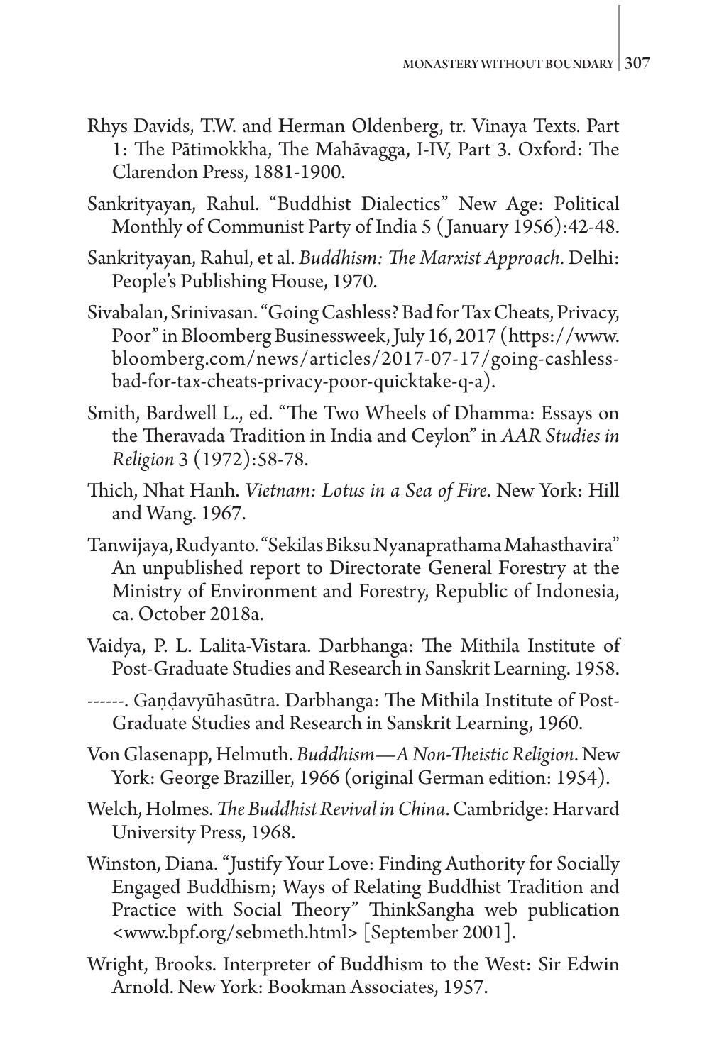Rhys Davids, T.W. and Herman Oldenberg, tr. Vinaya Texts. Part 1: The Pātimokkha, The Mahāvagga, I-IV, Part 3. Oxford: The Clarendon Press, 1881-1900.

Sankrityayan, Rahul. "Buddhist Dialectics" New Age: Political Monthly of Communist Party of India 5 (January 1956):42-48.

Sankrityayan, Rahul, et al. *Buddhism: The Marxist Approach*. Delhi: People's Publishing House, 1970.

Sivabalan, Srinivasan. "Going Cashless? Bad for Tax Cheats, Privacy, Poor" in Bloomberg Businessweek, July 16, 2017 (https://www.bloomberg.com/news/articles/2017-07-17/going-cashless-bad-for-tax-cheats-privacy-poor-quicktake-q-a).

Smith, Bardwell L., ed. "The Two Wheels of Dhamma: Essays on the Theravada Tradition in India and Ceylon" in *AAR Studies in Religion* 3 (1972):58-78.

Thich, Nhat Hanh. *Vietnam: Lotus in a Sea of Fire*. New York: Hill and Wang. 1967.

Tanwijaya, Rudyanto. "Sekilas Biksu Nyanaprathama Mahasthavira" An unpublished report to Directorate General Forestry at the Ministry of Environment and Forestry, Republic of Indonesia, ca. October 2018a.

Vaidya, P. L. Lalita-Vistara. Darbhanga: The Mithila Institute of Post-Graduate Studies and Research in Sanskrit Learning. 1958.

------. Gaṇḍavyūhasūtra. Darbhanga: The Mithila Institute of Post-Graduate Studies and Research in Sanskrit Learning, 1960.

Von Glasenapp, Helmuth. *Buddhism—A Non-Theistic Religion*. New York: George Braziller, 1966 (original German edition: 1954).

Welch, Holmes. *The Buddhist Revival in China*. Cambridge: Harvard University Press, 1968.

Winston, Diana. "Justify Your Love: Finding Authority for Socially Engaged Buddhism; Ways of Relating Buddhist Tradition and Practice with Social Theory" ThinkSangha web publication <www.bpf.org/sebmeth.html> [September 2001].

Wright, Brooks. Interpreter of Buddhism to the West: Sir Edwin Arnold. New York: Bookman Associates, 1957.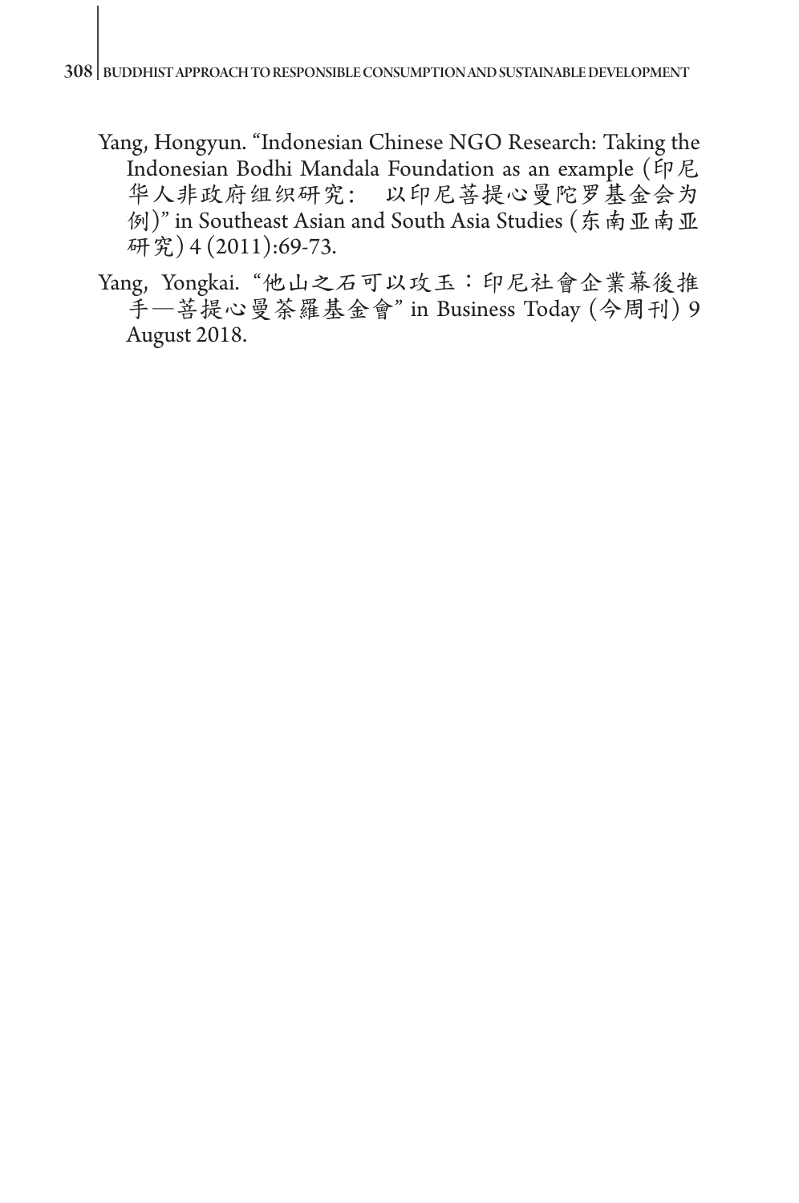Yang, Hongyun. "Indonesian Chinese NGO Research: Taking the Indonesian Bodhi Mandala Foundation as an example (印尼华人非政府组织研究： 以印尼菩提心曼陀罗基金会为例)" in Southeast Asian and South Asia Studies (东南亚南亚研究) 4 (2011):69-73.

Yang, Yongkai. "他山之石可以攻玉：印尼社會企業幕後推手—菩提心曼荼羅基金會" in Business Today (今周刊) 9 August 2018.